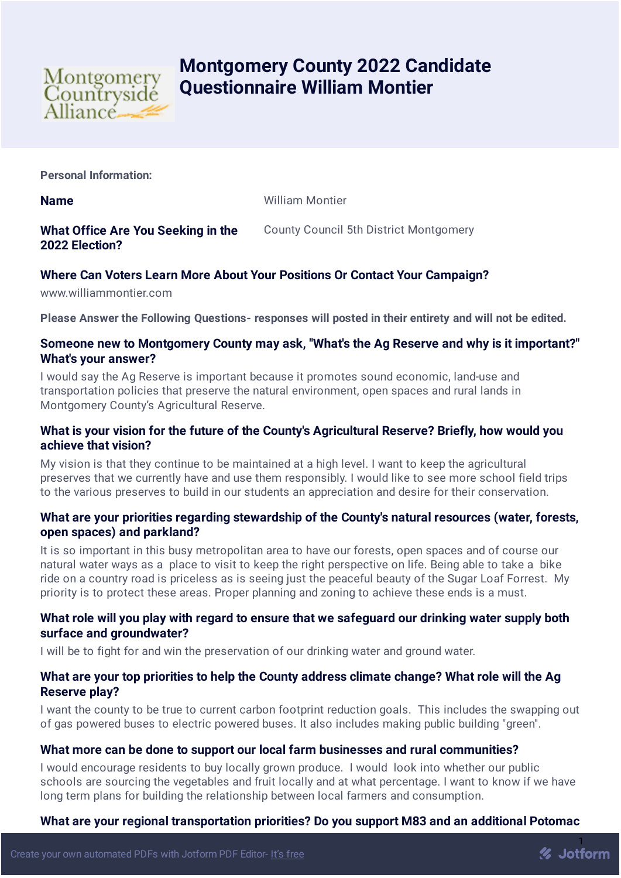# Montgomery County 2022 Candidate Questionnaire William Montier

**Personal Information:**

**Name** William Montier

**What Office Are You Seeking in the 2022 Election?** County Council 5th District Montgomery

**Where Can Voters Learn More About Your Positions Or Contact Your Campaign?**

www.williammontier.com

**Please Answer the Following Questions- responses will posted in their entirety and will not be edited.**

**Someone new to Montgomery County may ask, "What's the Ag Reserve and why is it important?" What's your answer?**

I would say the Ag Reserve is important because it promotes sound economic, land-use and transportation policies that preserve the natural environment, open spaces and rural lands in Montgomery County's Agricultural Reserve.

**What is your vision for the future of the County's Agricultural Reserve? Briefly, how would you achieve that vision?**

My vision is that they continue to be maintained at a high level. I want to keep the agricultural preserves that we currently have and use them responsibly. I would like to see more school field trips to the various preserves to build in our students an appreciation and desire for their conservation.

**What are your priorities regarding stewardship of the County's natural resources (water, forests, open spaces) and parkland?**

It is so important in this busy metropolitan area to have our forests, open spaces and of course our natural water ways as a place to visit to keep the right perspective on life. Being able to take a bike ride on a country road is priceless as is seeing just the peaceful beauty of the Sugar Loaf Forrest. My priority is to protect these areas. Proper planning and zoning to achieve these ends is a must.

**What role will you play with regard to ensure that we safeguard our drinking water supply both surface and groundwater?**

I will be to fight for and win the preservation of our drinking water and ground water.

**What are your top priorities to help the County address climate change? What role will the Ag Reserve play?**

I want the county to be true to current carbon footprint reduction goals. This includes the swapping out of gas powered buses to electric powered buses. It also includes making public building "green".

**What more can be done to support our local farm businesses and rural communities?**

I would encourage residents to buy locally grown produce. I would look into whether our public schools are sourcing the vegetables and fruit locally and at what percentage. I want to know if we have long term plans for building the relationship between local farmers and consumption.

**What are your regional transportation priorities? Do you support M83 and an additional Potomac**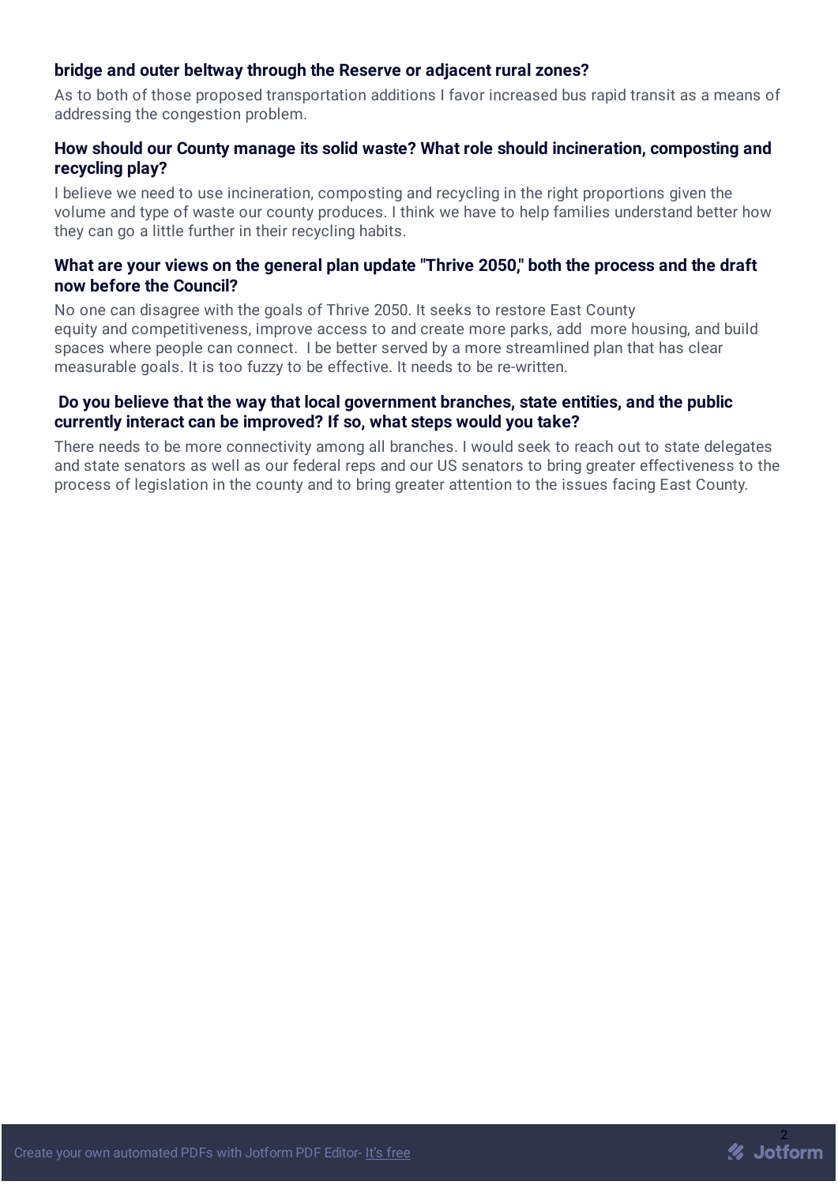**bridge and outer beltway through the Reserve or adjacent rural zones?**

As to both of those proposed transportation additions I favor increased bus rapid transit as a means of addressing the congestion problem.

**How should our County manage its solid waste? What role should incineration, composting and recycling play?**

I believe we need to use incineration, composting and recycling in the right proportions given the volume and type of waste our county produces. I think we have to help families understand better how they can go a little further in their recycling habits.

**What are your views on the general plan update "Thrive 2050," both the process and the draft now before the Council?**

No one can disagree with the goals of Thrive 2050. It seeks to restore East County equity and competitiveness, improve access to and create more parks, add more housing, and build spaces where people can connect. I be better served by a more streamlined plan that has clear measurable goals. It is too fuzzy to be effective. It needs to be re-written.

**Do you believe that the way that local government branches, state entities, and the public currently interact can be improved? If so, what steps would you take?**

There needs to be more connectivity among all branches. I would seek to reach out to state delegates and state senators as well as our federal reps and our US senators to bring greater effectiveness to the process of legislation in the county and to bring greater attention to the issues facing East County.